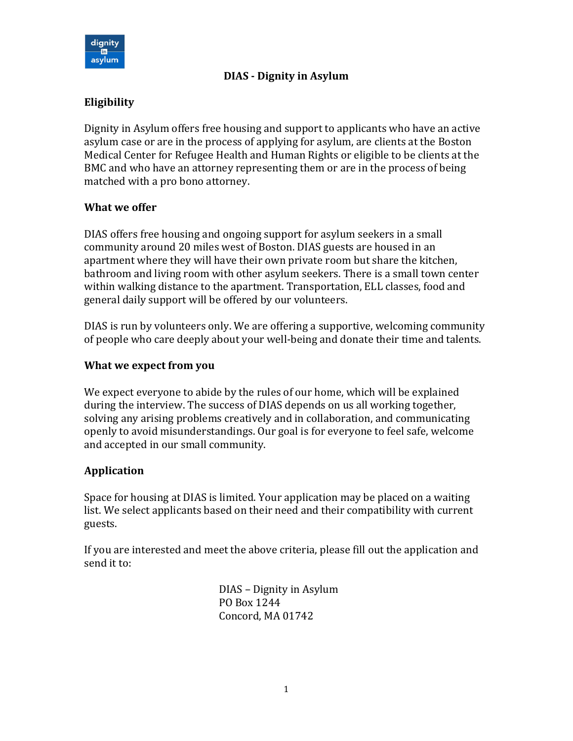# DIAS - Dignity in Asylum

## Eligibility

Dignity in Asylum offers free housing and support to applicants who have an active asylum case or are in the process of applying for asylum, are clients at the Boston Medical Center for Refugee Health and Human Rights or eligible to be clients at the BMC and who have an attorney representing them or are in the process of being matched with a pro bono attorney.

## What we offer

DIAS offers free housing and ongoing support for asylum seekers in a small community around 20 miles west of Boston. DIAS guests are housed in an apartment where they will have their own private room but share the kitchen, bathroom and living room with other asylum seekers. There is a small town center within walking distance to the apartment. Transportation, ELL classes, food and general daily support will be offered by our volunteers.

DIAS is run by volunteers only. We are offering a supportive, welcoming community of people who care deeply about your well-being and donate their time and talents.

## What we expect from you

We expect everyone to abide by the rules of our home, which will be explained during the interview. The success of DIAS depends on us all working together, solving any arising problems creatively and in collaboration, and communicating openly to avoid misunderstandings. Our goal is for everyone to feel safe, welcome and accepted in our small community.

## Application

Space for housing at DIAS is limited. Your application may be placed on a waiting list. We select applicants based on their need and their compatibility with current guests.

If you are interested and meet the above criteria, please fill out the application and send it to:

DIAS – Dignity in Asylum
PO Box 1244
Concord, MA 01742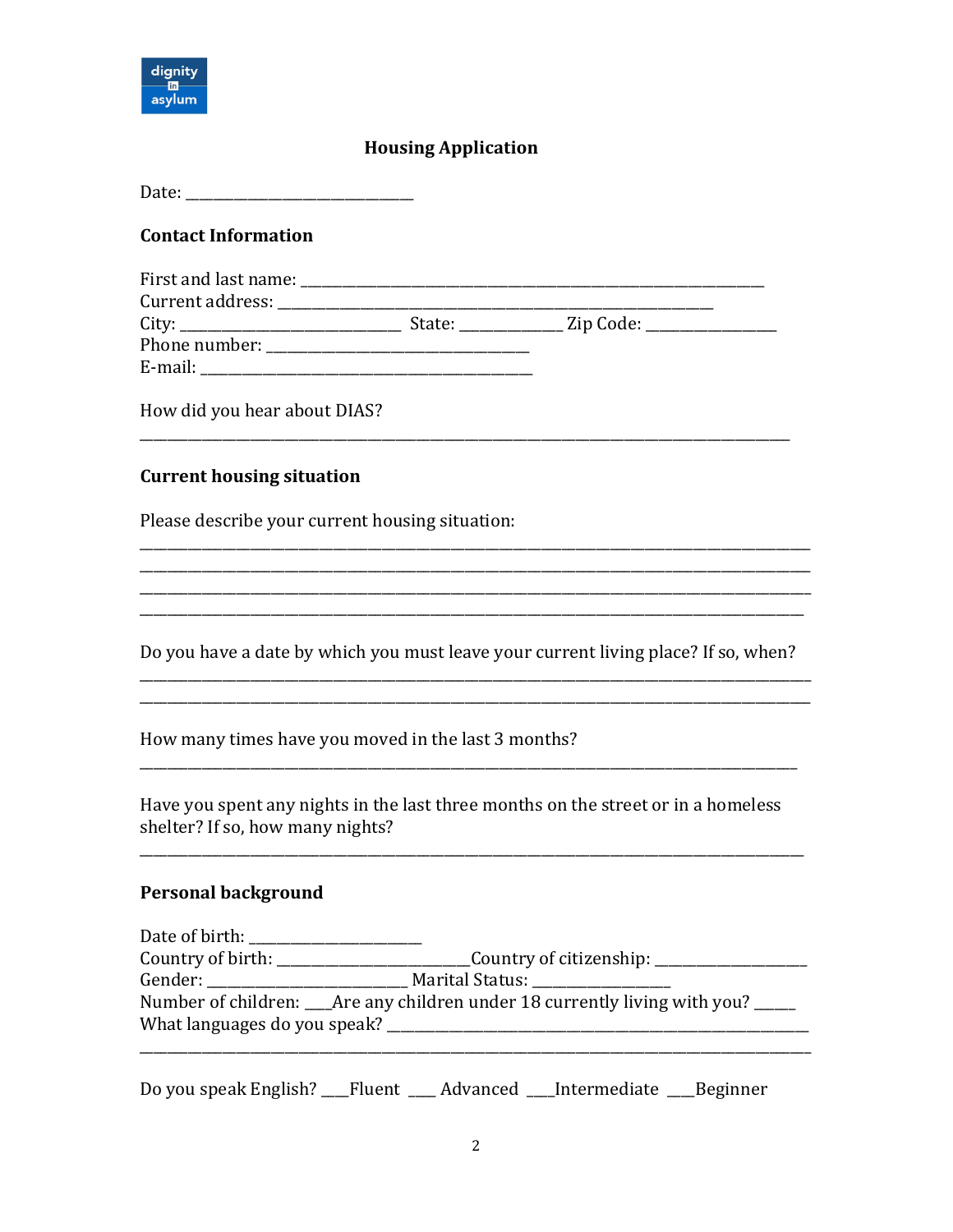dignity in asylum

# Housing Application

Date: ______________________________

## Contact Information

First and last name: ____________________________________________________________
Current address: __________________________________________________________
City: _____________________________ State: _____________ Zip Code: _________________
Phone number: __________________________________
E-mail: ___________________________________________

How did you hear about DIAS?
_____________________________________________________________________________________

## Current housing situation

Please describe your current housing situation:
_____________________________________________________________________________________
_____________________________________________________________________________________
_____________________________________________________________________________________
_____________________________________________________________________________________

Do you have a date by which you must leave your current living place? If so, when?
_____________________________________________________________________________________
_____________________________________________________________________________________

How many times have you moved in the last 3 months?
_____________________________________________________________________________________

Have you spent any nights in the last three months on the street or in a homeless shelter? If so, how many nights?
_____________________________________________________________________________________

## Personal background

Date of birth: ______________________
Country of birth: _________________________Country of citizenship: ____________________
Gender: __________________________ Marital Status: _________________
Number of children: ___Are any children under 18 currently living with you? _____
What languages do you speak? ____________________________________________________________
_____________________________________________________________________________________

Do you speak English? ___Fluent ___ Advanced ___Intermediate ___Beginner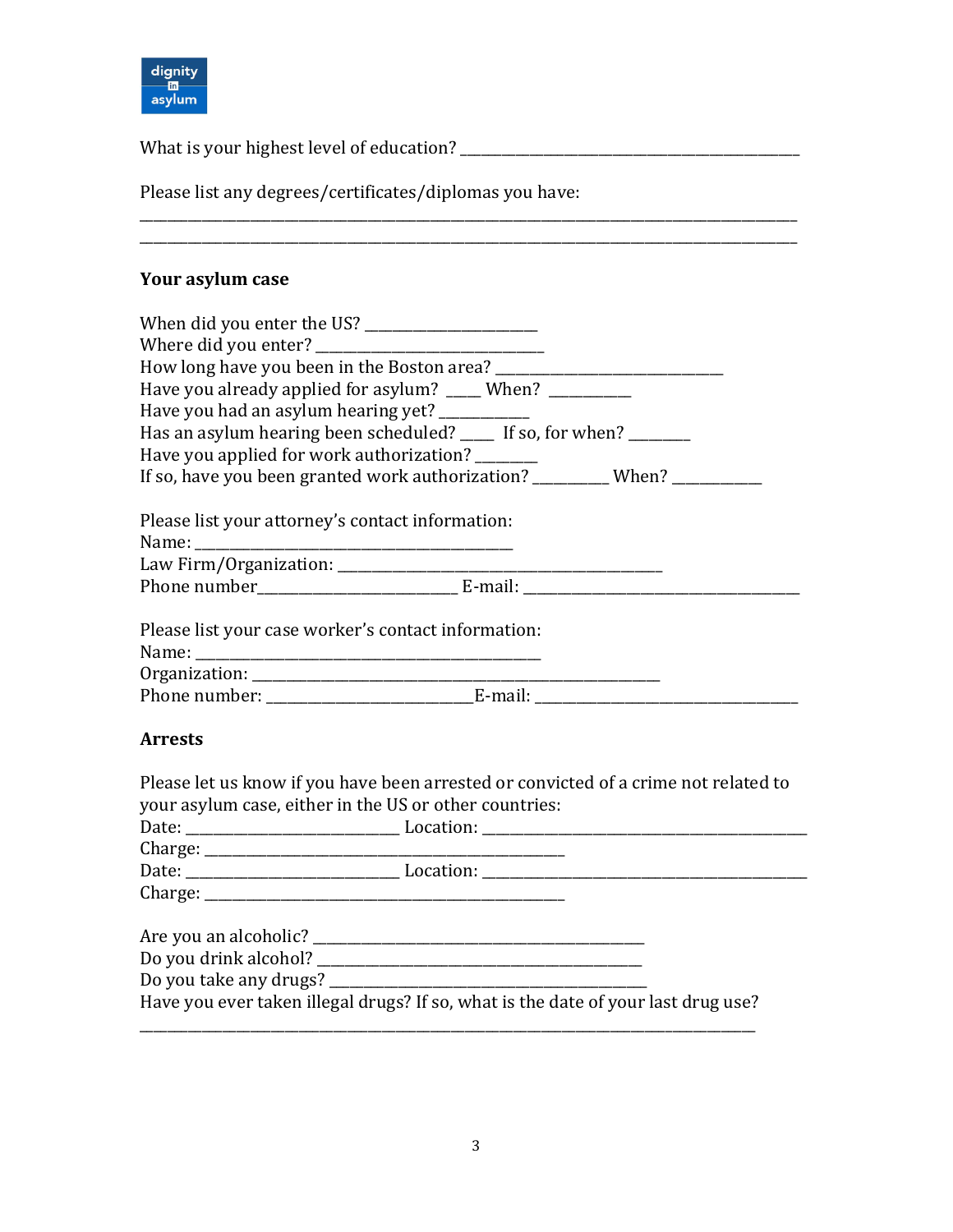What is your highest level of education? _______________________________________________

Please list any degrees/certificates/diplomas you have:

_____________________________________________________________________________________________
_____________________________________________________________________________________________

**Your asylum case**

When did you enter the US? _______________________
Where did you enter? ______________________________
How long have you been in the Boston area? ______________________________
Have you already applied for asylum? ____ When? __________
Have you had an asylum hearing yet? ___________
Has an asylum hearing been scheduled? ____ If so, for when? ________
Have you applied for work authorization? ________
If so, have you been granted work authorization? __________ When? ___________

Please list your attorney's contact information:
Name: ___________________________________________
Law Firm/Organization: ___________________________________________
Phone number__________________________ E-mail: ____________________________________

Please list your case worker's contact information:
Name: ______________________________________________
Organization: ______________________________________________________
Phone number: ___________________________E-mail: __________________________________

**Arrests**

Please let us know if you have been arrested or convicted of a crime not related to your asylum case, either in the US or other countries:
Date: ____________________________ Location: ___________________________________________
Charge: _______________________________________________
Date: ____________________________ Location: ___________________________________________
Charge: _______________________________________________

Are you an alcoholic? ____________________________________________
Do you drink alcohol? ____________________________________________
Do you take any drugs? ____________________________________________
Have you ever taken illegal drugs? If so, what is the date of your last drug use?
_____________________________________________________________________________________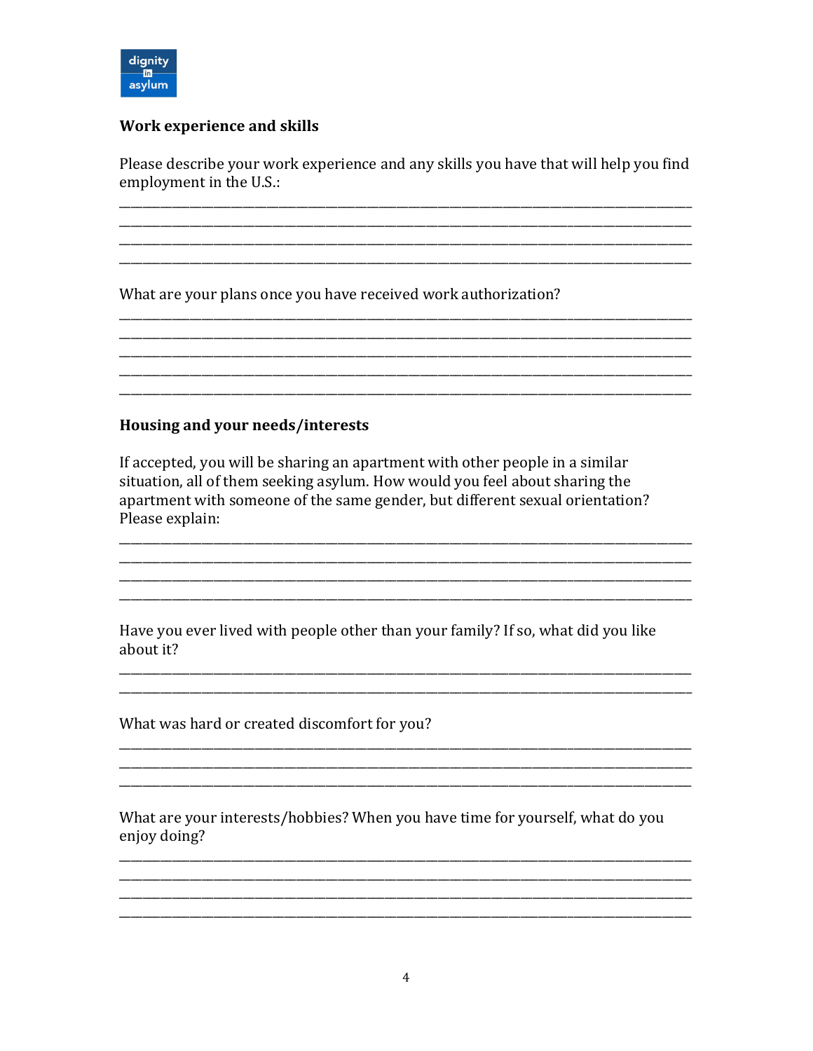## Work experience and skills

Please describe your work experience and any skills you have that will help you find employment in the U.S.:

\_\_\_\_\_\_\_\_\_\_\_\_\_\_\_\_\_\_\_\_\_\_\_\_\_\_\_\_\_\_\_\_\_\_\_\_\_\_\_\_\_\_\_\_\_\_\_\_\_\_\_\_\_\_\_\_\_\_\_\_\_\_\_\_\_\_\_\_\_\_\_\_\_\_\_\_\_\_\_\_\_\_\_
\_\_\_\_\_\_\_\_\_\_\_\_\_\_\_\_\_\_\_\_\_\_\_\_\_\_\_\_\_\_\_\_\_\_\_\_\_\_\_\_\_\_\_\_\_\_\_\_\_\_\_\_\_\_\_\_\_\_\_\_\_\_\_\_\_\_\_\_\_\_\_\_\_\_\_\_\_\_\_\_\_\_\_
\_\_\_\_\_\_\_\_\_\_\_\_\_\_\_\_\_\_\_\_\_\_\_\_\_\_\_\_\_\_\_\_\_\_\_\_\_\_\_\_\_\_\_\_\_\_\_\_\_\_\_\_\_\_\_\_\_\_\_\_\_\_\_\_\_\_\_\_\_\_\_\_\_\_\_\_\_\_\_\_\_\_\_
\_\_\_\_\_\_\_\_\_\_\_\_\_\_\_\_\_\_\_\_\_\_\_\_\_\_\_\_\_\_\_\_\_\_\_\_\_\_\_\_\_\_\_\_\_\_\_\_\_\_\_\_\_\_\_\_\_\_\_\_\_\_\_\_\_\_\_\_\_\_\_\_\_\_\_\_\_\_\_\_\_\_\_

What are your plans once you have received work authorization?

\_\_\_\_\_\_\_\_\_\_\_\_\_\_\_\_\_\_\_\_\_\_\_\_\_\_\_\_\_\_\_\_\_\_\_\_\_\_\_\_\_\_\_\_\_\_\_\_\_\_\_\_\_\_\_\_\_\_\_\_\_\_\_\_\_\_\_\_\_\_\_\_\_\_\_\_\_\_\_\_\_\_\_
\_\_\_\_\_\_\_\_\_\_\_\_\_\_\_\_\_\_\_\_\_\_\_\_\_\_\_\_\_\_\_\_\_\_\_\_\_\_\_\_\_\_\_\_\_\_\_\_\_\_\_\_\_\_\_\_\_\_\_\_\_\_\_\_\_\_\_\_\_\_\_\_\_\_\_\_\_\_\_\_\_\_\_
\_\_\_\_\_\_\_\_\_\_\_\_\_\_\_\_\_\_\_\_\_\_\_\_\_\_\_\_\_\_\_\_\_\_\_\_\_\_\_\_\_\_\_\_\_\_\_\_\_\_\_\_\_\_\_\_\_\_\_\_\_\_\_\_\_\_\_\_\_\_\_\_\_\_\_\_\_\_\_\_\_\_\_
\_\_\_\_\_\_\_\_\_\_\_\_\_\_\_\_\_\_\_\_\_\_\_\_\_\_\_\_\_\_\_\_\_\_\_\_\_\_\_\_\_\_\_\_\_\_\_\_\_\_\_\_\_\_\_\_\_\_\_\_\_\_\_\_\_\_\_\_\_\_\_\_\_\_\_\_\_\_\_\_\_\_\_
\_\_\_\_\_\_\_\_\_\_\_\_\_\_\_\_\_\_\_\_\_\_\_\_\_\_\_\_\_\_\_\_\_\_\_\_\_\_\_\_\_\_\_\_\_\_\_\_\_\_\_\_\_\_\_\_\_\_\_\_\_\_\_\_\_\_\_\_\_\_\_\_\_\_\_\_\_\_\_\_\_\_\_

## Housing and your needs/interests

If accepted, you will be sharing an apartment with other people in a similar situation, all of them seeking asylum. How would you feel about sharing the apartment with someone of the same gender, but different sexual orientation? Please explain:

\_\_\_\_\_\_\_\_\_\_\_\_\_\_\_\_\_\_\_\_\_\_\_\_\_\_\_\_\_\_\_\_\_\_\_\_\_\_\_\_\_\_\_\_\_\_\_\_\_\_\_\_\_\_\_\_\_\_\_\_\_\_\_\_\_\_\_\_\_\_\_\_\_\_\_\_\_\_\_\_\_\_\_
\_\_\_\_\_\_\_\_\_\_\_\_\_\_\_\_\_\_\_\_\_\_\_\_\_\_\_\_\_\_\_\_\_\_\_\_\_\_\_\_\_\_\_\_\_\_\_\_\_\_\_\_\_\_\_\_\_\_\_\_\_\_\_\_\_\_\_\_\_\_\_\_\_\_\_\_\_\_\_\_\_\_\_
\_\_\_\_\_\_\_\_\_\_\_\_\_\_\_\_\_\_\_\_\_\_\_\_\_\_\_\_\_\_\_\_\_\_\_\_\_\_\_\_\_\_\_\_\_\_\_\_\_\_\_\_\_\_\_\_\_\_\_\_\_\_\_\_\_\_\_\_\_\_\_\_\_\_\_\_\_\_\_\_\_\_\_
\_\_\_\_\_\_\_\_\_\_\_\_\_\_\_\_\_\_\_\_\_\_\_\_\_\_\_\_\_\_\_\_\_\_\_\_\_\_\_\_\_\_\_\_\_\_\_\_\_\_\_\_\_\_\_\_\_\_\_\_\_\_\_\_\_\_\_\_\_\_\_\_\_\_\_\_\_\_\_\_\_\_\_

Have you ever lived with people other than your family? If so, what did you like about it?

\_\_\_\_\_\_\_\_\_\_\_\_\_\_\_\_\_\_\_\_\_\_\_\_\_\_\_\_\_\_\_\_\_\_\_\_\_\_\_\_\_\_\_\_\_\_\_\_\_\_\_\_\_\_\_\_\_\_\_\_\_\_\_\_\_\_\_\_\_\_\_\_\_\_\_\_\_\_\_\_\_\_\_
\_\_\_\_\_\_\_\_\_\_\_\_\_\_\_\_\_\_\_\_\_\_\_\_\_\_\_\_\_\_\_\_\_\_\_\_\_\_\_\_\_\_\_\_\_\_\_\_\_\_\_\_\_\_\_\_\_\_\_\_\_\_\_\_\_\_\_\_\_\_\_\_\_\_\_\_\_\_\_\_\_\_\_

What was hard or created discomfort for you?

\_\_\_\_\_\_\_\_\_\_\_\_\_\_\_\_\_\_\_\_\_\_\_\_\_\_\_\_\_\_\_\_\_\_\_\_\_\_\_\_\_\_\_\_\_\_\_\_\_\_\_\_\_\_\_\_\_\_\_\_\_\_\_\_\_\_\_\_\_\_\_\_\_\_\_\_\_\_\_\_\_\_\_
\_\_\_\_\_\_\_\_\_\_\_\_\_\_\_\_\_\_\_\_\_\_\_\_\_\_\_\_\_\_\_\_\_\_\_\_\_\_\_\_\_\_\_\_\_\_\_\_\_\_\_\_\_\_\_\_\_\_\_\_\_\_\_\_\_\_\_\_\_\_\_\_\_\_\_\_\_\_\_\_\_\_\_
\_\_\_\_\_\_\_\_\_\_\_\_\_\_\_\_\_\_\_\_\_\_\_\_\_\_\_\_\_\_\_\_\_\_\_\_\_\_\_\_\_\_\_\_\_\_\_\_\_\_\_\_\_\_\_\_\_\_\_\_\_\_\_\_\_\_\_\_\_\_\_\_\_\_\_\_\_\_\_\_\_\_\_

What are your interests/hobbies? When you have time for yourself, what do you enjoy doing?

\_\_\_\_\_\_\_\_\_\_\_\_\_\_\_\_\_\_\_\_\_\_\_\_\_\_\_\_\_\_\_\_\_\_\_\_\_\_\_\_\_\_\_\_\_\_\_\_\_\_\_\_\_\_\_\_\_\_\_\_\_\_\_\_\_\_\_\_\_\_\_\_\_\_\_\_\_\_\_\_\_\_\_
\_\_\_\_\_\_\_\_\_\_\_\_\_\_\_\_\_\_\_\_\_\_\_\_\_\_\_\_\_\_\_\_\_\_\_\_\_\_\_\_\_\_\_\_\_\_\_\_\_\_\_\_\_\_\_\_\_\_\_\_\_\_\_\_\_\_\_\_\_\_\_\_\_\_\_\_\_\_\_\_\_\_\_
\_\_\_\_\_\_\_\_\_\_\_\_\_\_\_\_\_\_\_\_\_\_\_\_\_\_\_\_\_\_\_\_\_\_\_\_\_\_\_\_\_\_\_\_\_\_\_\_\_\_\_\_\_\_\_\_\_\_\_\_\_\_\_\_\_\_\_\_\_\_\_\_\_\_\_\_\_\_\_\_\_\_\_
\_\_\_\_\_\_\_\_\_\_\_\_\_\_\_\_\_\_\_\_\_\_\_\_\_\_\_\_\_\_\_\_\_\_\_\_\_\_\_\_\_\_\_\_\_\_\_\_\_\_\_\_\_\_\_\_\_\_\_\_\_\_\_\_\_\_\_\_\_\_\_\_\_\_\_\_\_\_\_\_\_\_\_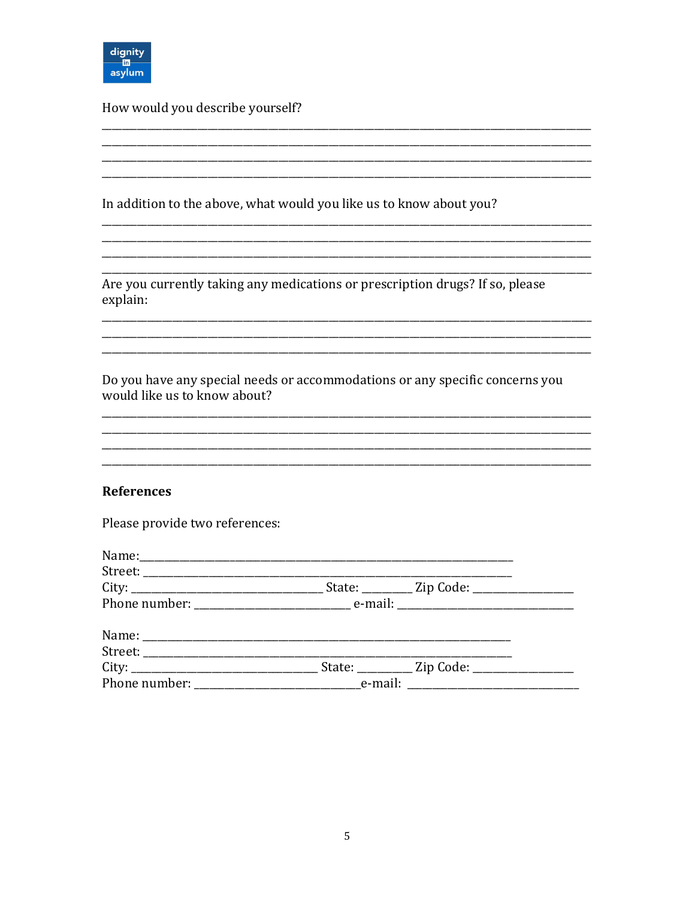How would you describe yourself?

________________________________________________________________________________
________________________________________________________________________________
________________________________________________________________________________
________________________________________________________________________________

In addition to the above, what would you like us to know about you?

________________________________________________________________________________
________________________________________________________________________________
________________________________________________________________________________
________________________________________________________________________________

Are you currently taking any medications or prescription drugs? If so, please explain:

________________________________________________________________________________
________________________________________________________________________________
________________________________________________________________________________

Do you have any special needs or accommodations or any specific concerns you would like us to know about?

________________________________________________________________________________
________________________________________________________________________________
________________________________________________________________________________
________________________________________________________________________________

**References**

Please provide two references:

Name:____________________________________________________________________
Street: ___________________________________________________________________
City: ______________________________ State: ________ Zip Code: ________________
Phone number: _________________________ e-mail: ____________________________

Name: ____________________________________________________________________
Street: ___________________________________________________________________
City: _____________________________ State: _________ Zip Code: ________________
Phone number: __________________________e-mail: ____________________________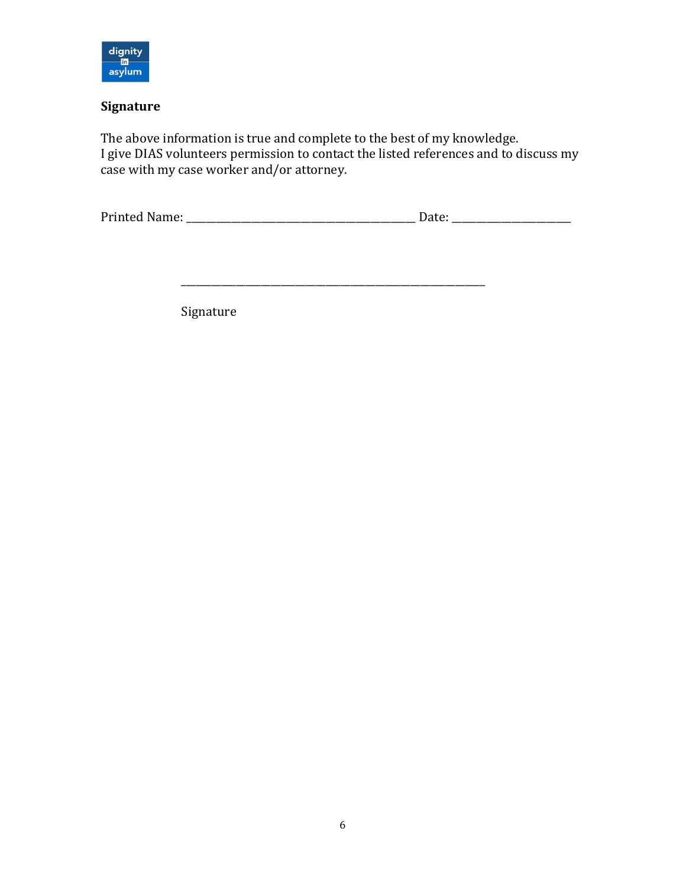## Signature

The above information is true and complete to the best of my knowledge.
I give DIAS volunteers permission to contact the listed references and to discuss my case with my case worker and/or attorney.

Printed Name: ___________________________________________ Date: ______________________

_________________________________________________________

Signature